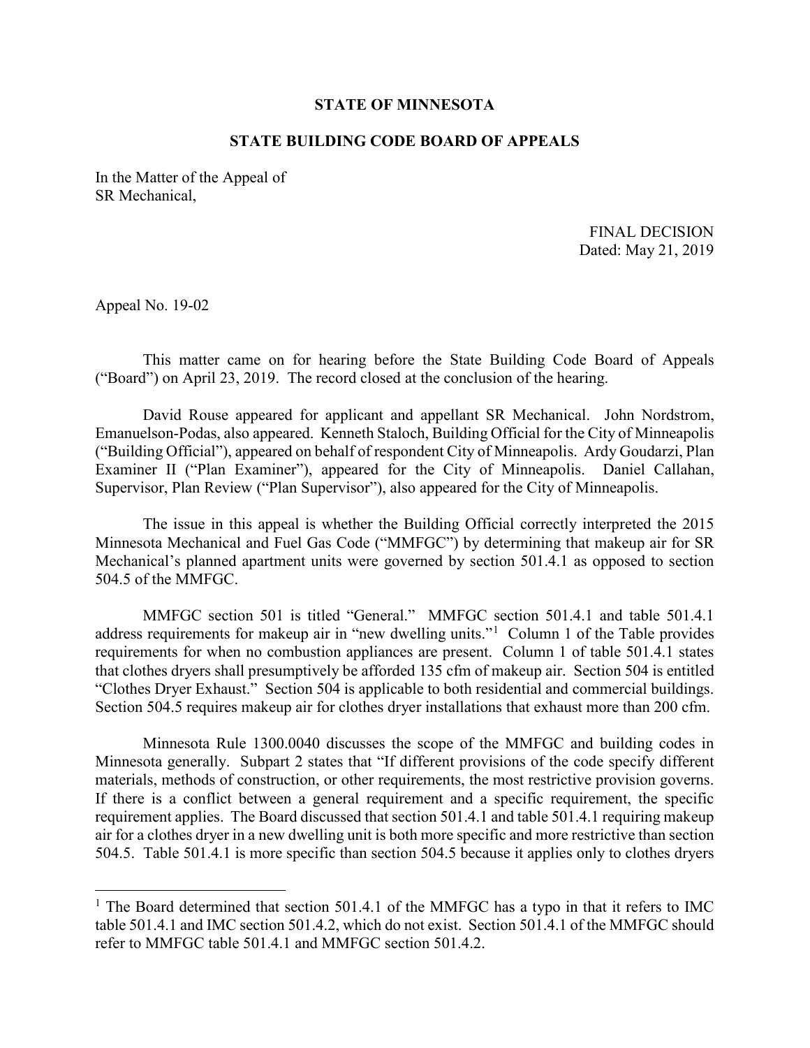**STATE OF MINNESOTA**

**STATE BUILDING CODE BOARD OF APPEALS**

In the Matter of the Appeal of
SR Mechanical,

FINAL DECISION
Dated: May 21, 2019

Appeal No. 19-02

This matter came on for hearing before the State Building Code Board of Appeals ("Board") on April 23, 2019. The record closed at the conclusion of the hearing.

David Rouse appeared for applicant and appellant SR Mechanical. John Nordstrom, Emanuelson-Podas, also appeared. Kenneth Staloch, Building Official for the City of Minneapolis ("Building Official"), appeared on behalf of respondent City of Minneapolis. Ardy Goudarzi, Plan Examiner II ("Plan Examiner"), appeared for the City of Minneapolis. Daniel Callahan, Supervisor, Plan Review ("Plan Supervisor"), also appeared for the City of Minneapolis.

The issue in this appeal is whether the Building Official correctly interpreted the 2015 Minnesota Mechanical and Fuel Gas Code ("MMFGC") by determining that makeup air for SR Mechanical's planned apartment units were governed by section 501.4.1 as opposed to section 504.5 of the MMFGC.

MMFGC section 501 is titled "General." MMFGC section 501.4.1 and table 501.4.1 address requirements for makeup air in "new dwelling units."[1] Column 1 of the Table provides requirements for when no combustion appliances are present. Column 1 of table 501.4.1 states that clothes dryers shall presumptively be afforded 135 cfm of makeup air. Section 504 is entitled "Clothes Dryer Exhaust." Section 504 is applicable to both residential and commercial buildings. Section 504.5 requires makeup air for clothes dryer installations that exhaust more than 200 cfm.

Minnesota Rule 1300.0040 discusses the scope of the MMFGC and building codes in Minnesota generally. Subpart 2 states that "If different provisions of the code specify different materials, methods of construction, or other requirements, the most restrictive provision governs. If there is a conflict between a general requirement and a specific requirement, the specific requirement applies. The Board discussed that section 501.4.1 and table 501.4.1 requiring makeup air for a clothes dryer in a new dwelling unit is both more specific and more restrictive than section 504.5. Table 501.4.1 is more specific than section 504.5 because it applies only to clothes dryers

[1] The Board determined that section 501.4.1 of the MMFGC has a typo in that it refers to IMC table 501.4.1 and IMC section 501.4.2, which do not exist. Section 501.4.1 of the MMFGC should refer to MMFGC table 501.4.1 and MMFGC section 501.4.2.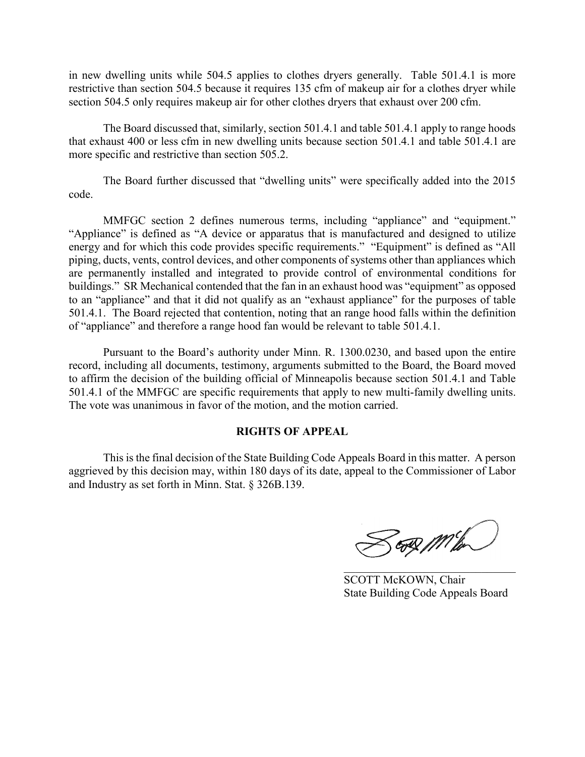in new dwelling units while 504.5 applies to clothes dryers generally. Table 501.4.1 is more restrictive than section 504.5 because it requires 135 cfm of makeup air for a clothes dryer while section 504.5 only requires makeup air for other clothes dryers that exhaust over 200 cfm.

The Board discussed that, similarly, section 501.4.1 and table 501.4.1 apply to range hoods that exhaust 400 or less cfm in new dwelling units because section 501.4.1 and table 501.4.1 are more specific and restrictive than section 505.2.

The Board further discussed that "dwelling units" were specifically added into the 2015 code.

MMFGC section 2 defines numerous terms, including "appliance" and "equipment." "Appliance" is defined as "A device or apparatus that is manufactured and designed to utilize energy and for which this code provides specific requirements." "Equipment" is defined as "All piping, ducts, vents, control devices, and other components of systems other than appliances which are permanently installed and integrated to provide control of environmental conditions for buildings." SR Mechanical contended that the fan in an exhaust hood was "equipment" as opposed to an "appliance" and that it did not qualify as an "exhaust appliance" for the purposes of table 501.4.1. The Board rejected that contention, noting that an range hood falls within the definition of "appliance" and therefore a range hood fan would be relevant to table 501.4.1.

Pursuant to the Board's authority under Minn. R. 1300.0230, and based upon the entire record, including all documents, testimony, arguments submitted to the Board, the Board moved to affirm the decision of the building official of Minneapolis because section 501.4.1 and Table 501.4.1 of the MMFGC are specific requirements that apply to new multi-family dwelling units. The vote was unanimous in favor of the motion, and the motion carried.

## RIGHTS OF APPEAL

This is the final decision of the State Building Code Appeals Board in this matter. A person aggrieved by this decision may, within 180 days of its date, appeal to the Commissioner of Labor and Industry as set forth in Minn. Stat. § 326B.139.

SCOTT McKOWN, Chair
State Building Code Appeals Board